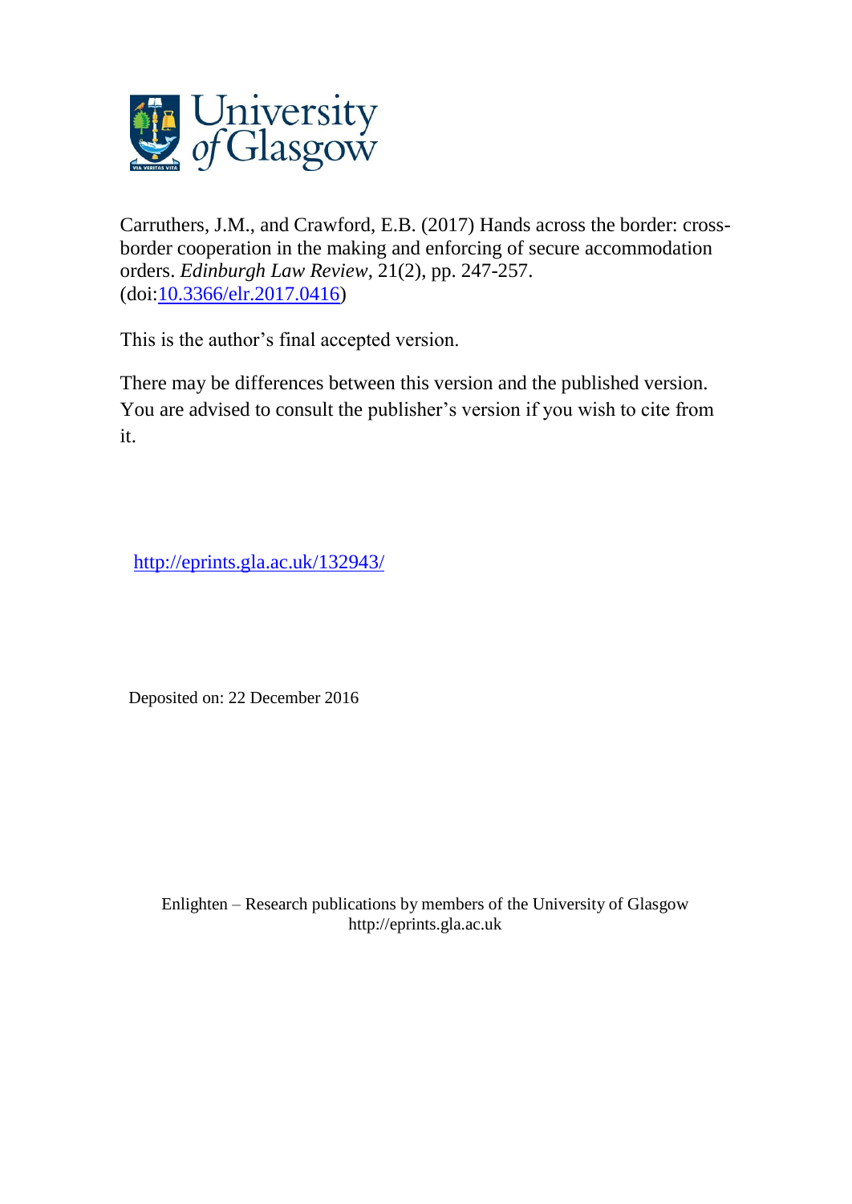Carruthers, J.M., and Crawford, E.B. (2017) Hands across the border: cross-border cooperation in the making and enforcing of secure accommodation orders. *Edinburgh Law Review*, 21(2), pp. 247-257. (doi:[10.3366/elr.2017.0416](https://doi.org/10.3366/elr.2017.0416))

This is the author's final accepted version.

There may be differences between this version and the published version. You are advised to consult the publisher's version if you wish to cite from it.

http://eprints.gla.ac.uk/132943/

Deposited on: 22 December 2016

Enlighten – Research publications by members of the University of Glasgow
http://eprints.gla.ac.uk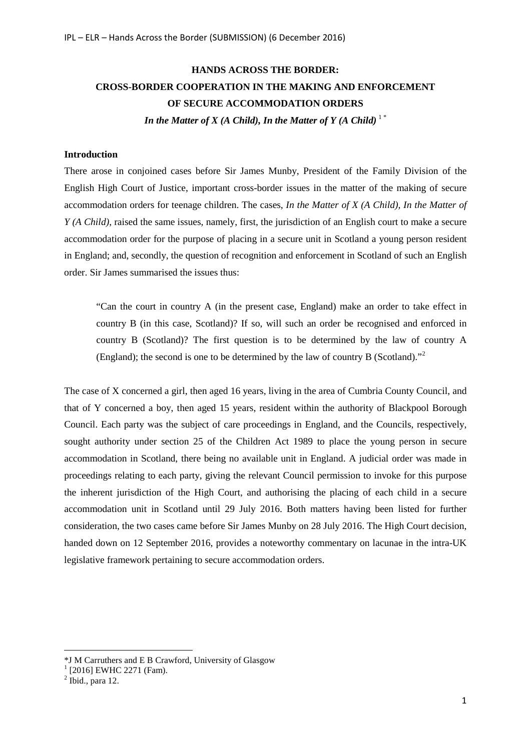# HANDS ACROSS THE BORDER:
# CROSS-BORDER COOPERATION IN THE MAKING AND ENFORCEMENT OF SECURE ACCOMMODATION ORDERS

***In the Matter of X (A Child), In the Matter of Y (A Child)*** [1 *]

## Introduction

There arose in conjoined cases before Sir James Munby, President of the Family Division of the English High Court of Justice, important cross-border issues in the matter of the making of secure accommodation orders for teenage children. The cases, *In the Matter of X (A Child), In the Matter of Y (A Child)*, raised the same issues, namely, first, the jurisdiction of an English court to make a secure accommodation order for the purpose of placing in a secure unit in Scotland a young person resident in England; and, secondly, the question of recognition and enforcement in Scotland of such an English order. Sir James summarised the issues thus:

> "Can the court in country A (in the present case, England) make an order to take effect in country B (in this case, Scotland)? If so, will such an order be recognised and enforced in country B (Scotland)? The first question is to be determined by the law of country A (England); the second is one to be determined by the law of country B (Scotland)."[2]

The case of X concerned a girl, then aged 16 years, living in the area of Cumbria County Council, and that of Y concerned a boy, then aged 15 years, resident within the authority of Blackpool Borough Council. Each party was the subject of care proceedings in England, and the Councils, respectively, sought authority under section 25 of the Children Act 1989 to place the young person in secure accommodation in Scotland, there being no available unit in England. A judicial order was made in proceedings relating to each party, giving the relevant Council permission to invoke for this purpose the inherent jurisdiction of the High Court, and authorising the placing of each child in a secure accommodation unit in Scotland until 29 July 2016. Both matters having been listed for further consideration, the two cases came before Sir James Munby on 28 July 2016. The High Court decision, handed down on 12 September 2016, provides a noteworthy commentary on lacunae in the intra-UK legislative framework pertaining to secure accommodation orders.

---

*J M Carruthers and E B Crawford, University of Glasgow

[1] [2016] EWHC 2271 (Fam).

[2] Ibid., para 12.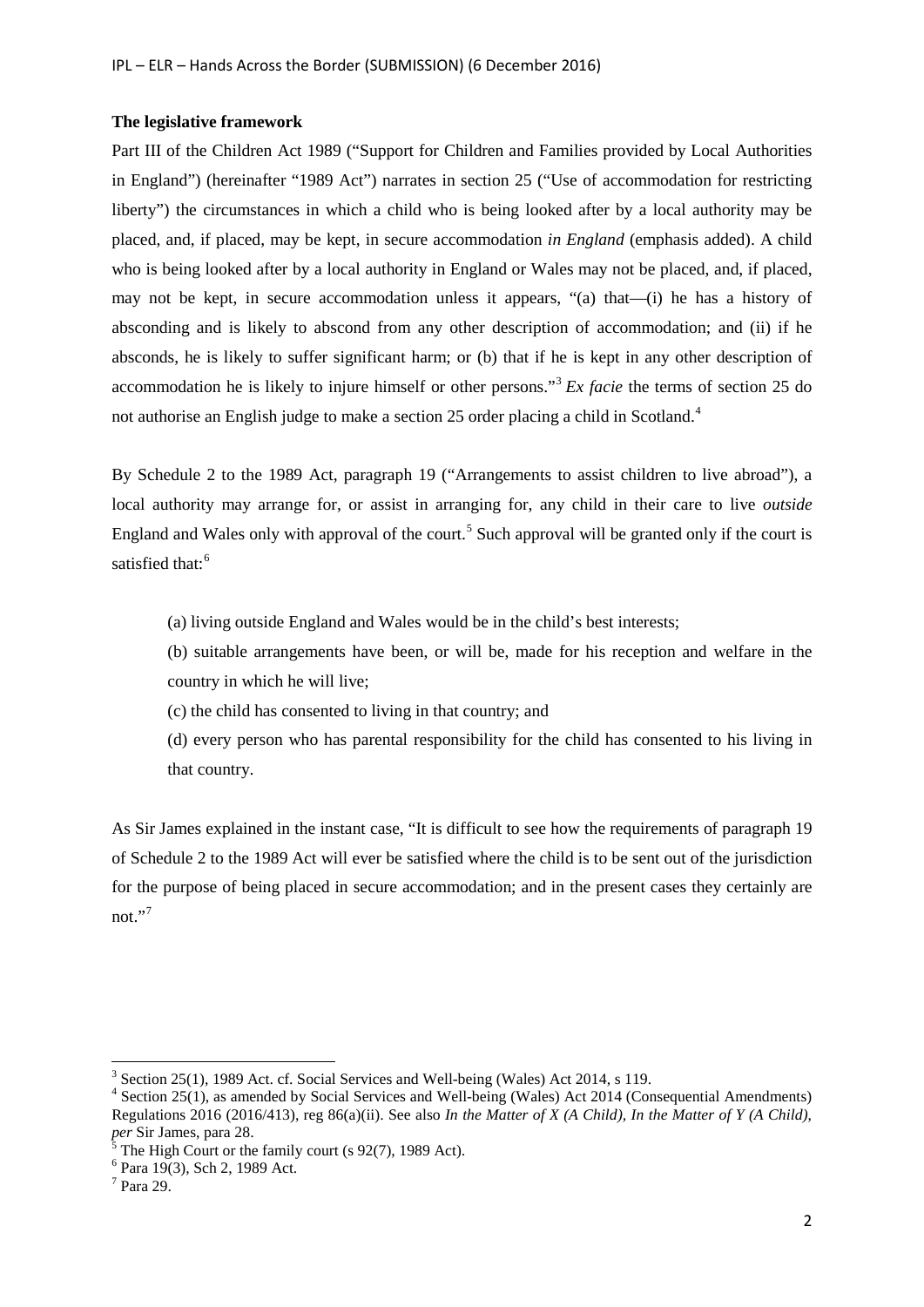**The legislative framework**

Part III of the Children Act 1989 ("Support for Children and Families provided by Local Authorities in England") (hereinafter "1989 Act") narrates in section 25 ("Use of accommodation for restricting liberty") the circumstances in which a child who is being looked after by a local authority may be placed, and, if placed, may be kept, in secure accommodation *in England* (emphasis added). A child who is being looked after by a local authority in England or Wales may not be placed, and, if placed, may not be kept, in secure accommodation unless it appears, "(a) that—(i) he has a history of absconding and is likely to abscond from any other description of accommodation; and (ii) if he absconds, he is likely to suffer significant harm; or (b) that if he is kept in any other description of accommodation he is likely to injure himself or other persons."[3] *Ex facie* the terms of section 25 do not authorise an English judge to make a section 25 order placing a child in Scotland.[4]

By Schedule 2 to the 1989 Act, paragraph 19 ("Arrangements to assist children to live abroad"), a local authority may arrange for, or assist in arranging for, any child in their care to live *outside* England and Wales only with approval of the court.[5] Such approval will be granted only if the court is satisfied that:[6]

> (a) living outside England and Wales would be in the child's best interests;
>
> (b) suitable arrangements have been, or will be, made for his reception and welfare in the country in which he will live;
>
> (c) the child has consented to living in that country; and
>
> (d) every person who has parental responsibility for the child has consented to his living in that country.

As Sir James explained in the instant case, "It is difficult to see how the requirements of paragraph 19 of Schedule 2 to the 1989 Act will ever be satisfied where the child is to be sent out of the jurisdiction for the purpose of being placed in secure accommodation; and in the present cases they certainly are not."[7]

---

[3] Section 25(1), 1989 Act. cf. Social Services and Well-being (Wales) Act 2014, s 119.

[4] Section 25(1), as amended by Social Services and Well-being (Wales) Act 2014 (Consequential Amendments) Regulations 2016 (2016/413), reg 86(a)(ii). See also *In the Matter of X (A Child), In the Matter of Y (A Child), per* Sir James, para 28.

[5] The High Court or the family court (s 92(7), 1989 Act).

[6] Para 19(3), Sch 2, 1989 Act.

[7] Para 29.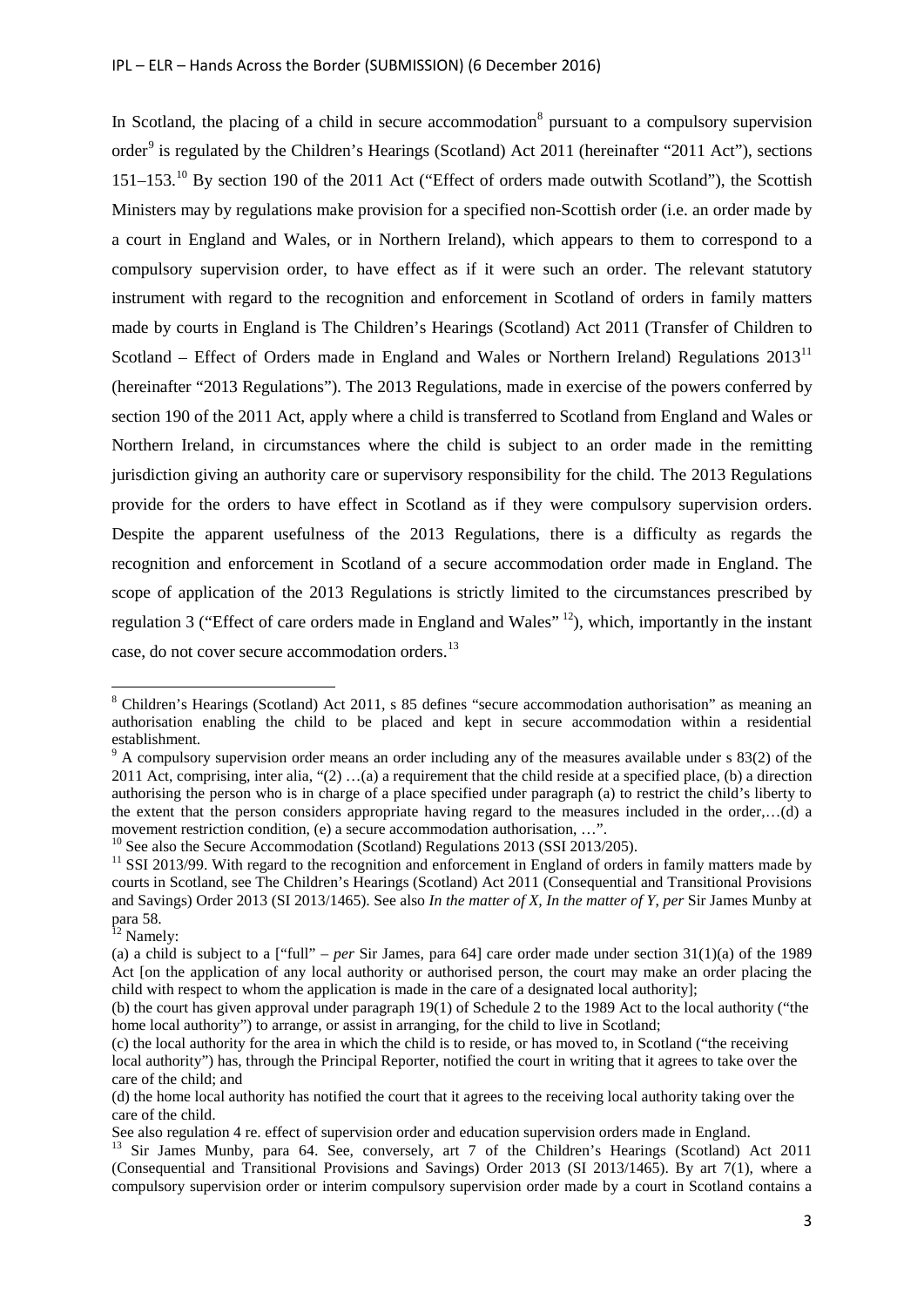In Scotland, the placing of a child in secure accommodation[8] pursuant to a compulsory supervision order[9] is regulated by the Children's Hearings (Scotland) Act 2011 (hereinafter "2011 Act"), sections 151–153.[10] By section 190 of the 2011 Act ("Effect of orders made outwith Scotland"), the Scottish Ministers may by regulations make provision for a specified non-Scottish order (i.e. an order made by a court in England and Wales, or in Northern Ireland), which appears to them to correspond to a compulsory supervision order, to have effect as if it were such an order. The relevant statutory instrument with regard to the recognition and enforcement in Scotland of orders in family matters made by courts in England is The Children's Hearings (Scotland) Act 2011 (Transfer of Children to Scotland – Effect of Orders made in England and Wales or Northern Ireland) Regulations 2013[11] (hereinafter "2013 Regulations"). The 2013 Regulations, made in exercise of the powers conferred by section 190 of the 2011 Act, apply where a child is transferred to Scotland from England and Wales or Northern Ireland, in circumstances where the child is subject to an order made in the remitting jurisdiction giving an authority care or supervisory responsibility for the child. The 2013 Regulations provide for the orders to have effect in Scotland as if they were compulsory supervision orders. Despite the apparent usefulness of the 2013 Regulations, there is a difficulty as regards the recognition and enforcement in Scotland of a secure accommodation order made in England. The scope of application of the 2013 Regulations is strictly limited to the circumstances prescribed by regulation 3 ("Effect of care orders made in England and Wales" [12]), which, importantly in the instant case, do not cover secure accommodation orders.[13]

---

[8] Children's Hearings (Scotland) Act 2011, s 85 defines "secure accommodation authorisation" as meaning an authorisation enabling the child to be placed and kept in secure accommodation within a residential establishment.

[9] A compulsory supervision order means an order including any of the measures available under s 83(2) of the 2011 Act, comprising, inter alia, "(2) …(a) a requirement that the child reside at a specified place, (b) a direction authorising the person who is in charge of a place specified under paragraph (a) to restrict the child's liberty to the extent that the person considers appropriate having regard to the measures included in the order,…(d) a movement restriction condition, (e) a secure accommodation authorisation, …".

[10] See also the Secure Accommodation (Scotland) Regulations 2013 (SSI 2013/205).

[11] SSI 2013/99. With regard to the recognition and enforcement in England of orders in family matters made by courts in Scotland, see The Children's Hearings (Scotland) Act 2011 (Consequential and Transitional Provisions and Savings) Order 2013 (SI 2013/1465). See also *In the matter of X, In the matter of Y*, *per* Sir James Munby at para 58.

[12] Namely:

(a) a child is subject to a ["full" – *per* Sir James, para 64] care order made under section 31(1)(a) of the 1989 Act [on the application of any local authority or authorised person, the court may make an order placing the child with respect to whom the application is made in the care of a designated local authority];

(b) the court has given approval under paragraph 19(1) of Schedule 2 to the 1989 Act to the local authority ("the home local authority") to arrange, or assist in arranging, for the child to live in Scotland;

(c) the local authority for the area in which the child is to reside, or has moved to, in Scotland ("the receiving local authority") has, through the Principal Reporter, notified the court in writing that it agrees to take over the care of the child; and

(d) the home local authority has notified the court that it agrees to the receiving local authority taking over the care of the child.

See also regulation 4 re. effect of supervision order and education supervision orders made in England.

[13] Sir James Munby, para 64. See, conversely, art 7 of the Children's Hearings (Scotland) Act 2011 (Consequential and Transitional Provisions and Savings) Order 2013 (SI 2013/1465). By art 7(1), where a compulsory supervision order or interim compulsory supervision order made by a court in Scotland contains a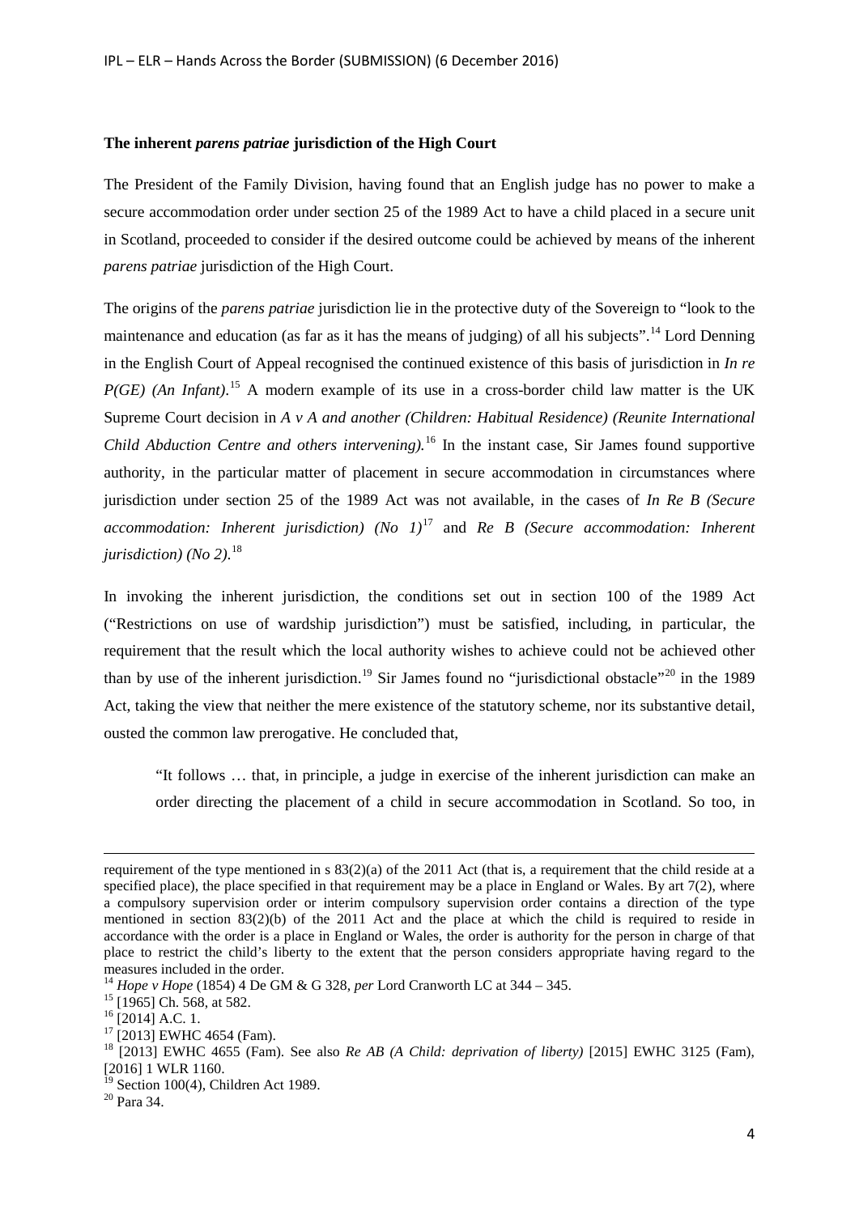**The inherent *parens patriae* jurisdiction of the High Court**

The President of the Family Division, having found that an English judge has no power to make a secure accommodation order under section 25 of the 1989 Act to have a child placed in a secure unit in Scotland, proceeded to consider if the desired outcome could be achieved by means of the inherent *parens patriae* jurisdiction of the High Court.

The origins of the *parens patriae* jurisdiction lie in the protective duty of the Sovereign to "look to the maintenance and education (as far as it has the means of judging) of all his subjects".[14] Lord Denning in the English Court of Appeal recognised the continued existence of this basis of jurisdiction in *In re P(GE) (An Infant)*.[15] A modern example of its use in a cross-border child law matter is the UK Supreme Court decision in *A v A and another (Children: Habitual Residence) (Reunite International Child Abduction Centre and others intervening).*[16] In the instant case, Sir James found supportive authority, in the particular matter of placement in secure accommodation in circumstances where jurisdiction under section 25 of the 1989 Act was not available, in the cases of *In Re B (Secure accommodation: Inherent jurisdiction) (No 1)*[17] and *Re B (Secure accommodation: Inherent jurisdiction) (No 2)*.[18]

In invoking the inherent jurisdiction, the conditions set out in section 100 of the 1989 Act ("Restrictions on use of wardship jurisdiction") must be satisfied, including, in particular, the requirement that the result which the local authority wishes to achieve could not be achieved other than by use of the inherent jurisdiction.[19] Sir James found no "jurisdictional obstacle"[20] in the 1989 Act, taking the view that neither the mere existence of the statutory scheme, nor its substantive detail, ousted the common law prerogative. He concluded that,

> "It follows … that, in principle, a judge in exercise of the inherent jurisdiction can make an order directing the placement of a child in secure accommodation in Scotland. So too, in

---

requirement of the type mentioned in s 83(2)(a) of the 2011 Act (that is, a requirement that the child reside at a specified place), the place specified in that requirement may be a place in England or Wales. By art 7(2), where a compulsory supervision order or interim compulsory supervision order contains a direction of the type mentioned in section 83(2)(b) of the 2011 Act and the place at which the child is required to reside in accordance with the order is a place in England or Wales, the order is authority for the person in charge of that place to restrict the child's liberty to the extent that the person considers appropriate having regard to the measures included in the order.

[14] *Hope v Hope* (1854) 4 De GM & G 328, *per* Lord Cranworth LC at 344 – 345.

[15] [1965] Ch. 568, at 582.

[16] [2014] A.C. 1.

[17] [2013] EWHC 4654 (Fam).

[18] [2013] EWHC 4655 (Fam). See also *Re AB (A Child: deprivation of liberty)* [2015] EWHC 3125 (Fam), [2016] 1 WLR 1160.

[19] Section 100(4), Children Act 1989.

[20] Para 34.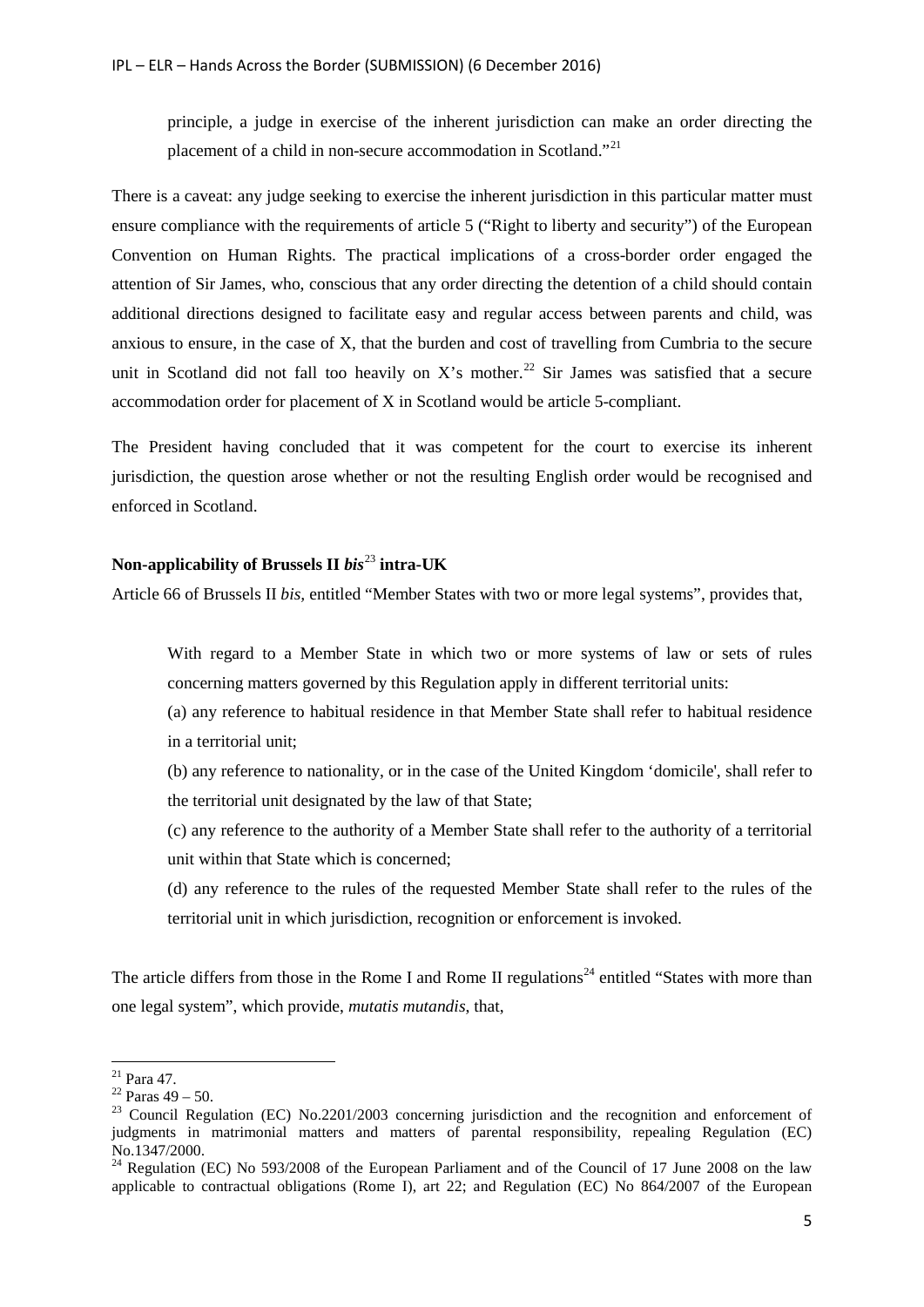principle, a judge in exercise of the inherent jurisdiction can make an order directing the placement of a child in non-secure accommodation in Scotland."[21]

There is a caveat: any judge seeking to exercise the inherent jurisdiction in this particular matter must ensure compliance with the requirements of article 5 ("Right to liberty and security") of the European Convention on Human Rights. The practical implications of a cross-border order engaged the attention of Sir James, who, conscious that any order directing the detention of a child should contain additional directions designed to facilitate easy and regular access between parents and child, was anxious to ensure, in the case of X, that the burden and cost of travelling from Cumbria to the secure unit in Scotland did not fall too heavily on X's mother.[22] Sir James was satisfied that a secure accommodation order for placement of X in Scotland would be article 5-compliant.

The President having concluded that it was competent for the court to exercise its inherent jurisdiction, the question arose whether or not the resulting English order would be recognised and enforced in Scotland.

**Non-applicability of Brussels II *bis*[23] intra-UK**

Article 66 of Brussels II *bis*, entitled "Member States with two or more legal systems", provides that,

> With regard to a Member State in which two or more systems of law or sets of rules concerning matters governed by this Regulation apply in different territorial units:
>
> (a) any reference to habitual residence in that Member State shall refer to habitual residence in a territorial unit;
>
> (b) any reference to nationality, or in the case of the United Kingdom 'domicile', shall refer to the territorial unit designated by the law of that State;
>
> (c) any reference to the authority of a Member State shall refer to the authority of a territorial unit within that State which is concerned;
>
> (d) any reference to the rules of the requested Member State shall refer to the rules of the territorial unit in which jurisdiction, recognition or enforcement is invoked.

The article differs from those in the Rome I and Rome II regulations[24] entitled "States with more than one legal system", which provide, *mutatis mutandis*, that,

---

[21] Para 47.

[22] Paras 49 – 50.

[23] Council Regulation (EC) No.2201/2003 concerning jurisdiction and the recognition and enforcement of judgments in matrimonial matters and matters of parental responsibility, repealing Regulation (EC) No.1347/2000.

[24] Regulation (EC) No 593/2008 of the European Parliament and of the Council of 17 June 2008 on the law applicable to contractual obligations (Rome I), art 22; and Regulation (EC) No 864/2007 of the European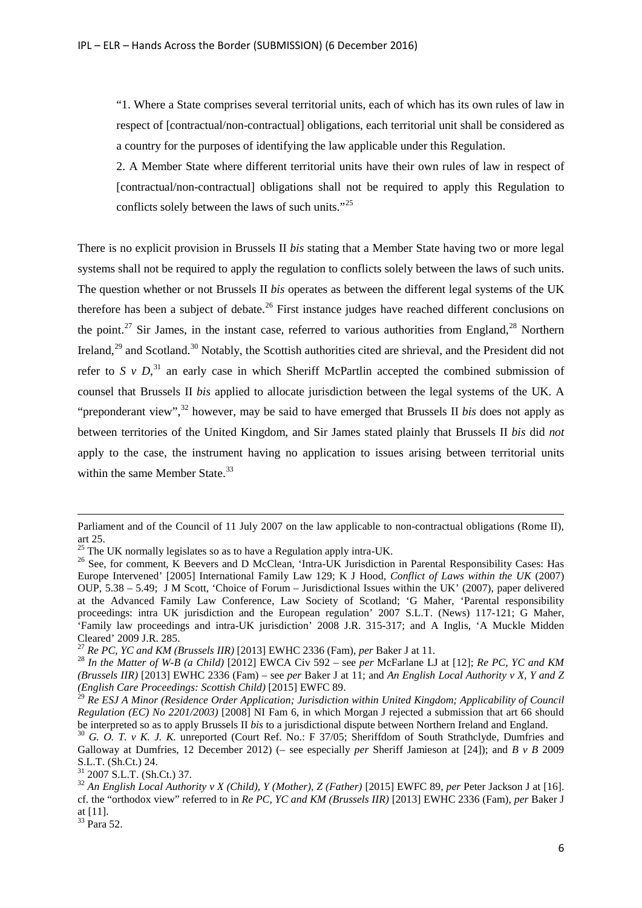"1. Where a State comprises several territorial units, each of which has its own rules of law in respect of [contractual/non-contractual] obligations, each territorial unit shall be considered as a country for the purposes of identifying the law applicable under this Regulation.

2. A Member State where different territorial units have their own rules of law in respect of [contractual/non-contractual] obligations shall not be required to apply this Regulation to conflicts solely between the laws of such units."[25]

There is no explicit provision in Brussels II *bis* stating that a Member State having two or more legal systems shall not be required to apply the regulation to conflicts solely between the laws of such units. The question whether or not Brussels II *bis* operates as between the different legal systems of the UK therefore has been a subject of debate.[26] First instance judges have reached different conclusions on the point.[27] Sir James, in the instant case, referred to various authorities from England,[28] Northern Ireland,[29] and Scotland.[30] Notably, the Scottish authorities cited are shrieval, and the President did not refer to *S v D*,[31] an early case in which Sheriff McPartlin accepted the combined submission of counsel that Brussels II *bis* applied to allocate jurisdiction between the legal systems of the UK. A "preponderant view",[32] however, may be said to have emerged that Brussels II *bis* does not apply as between territories of the United Kingdom, and Sir James stated plainly that Brussels II *bis* did *not* apply to the case, the instrument having no application to issues arising between territorial units within the same Member State.[33]

---

Parliament and of the Council of 11 July 2007 on the law applicable to non-contractual obligations (Rome II), art 25.

[25] The UK normally legislates so as to have a Regulation apply intra-UK.

[26] See, for comment, K Beevers and D McClean, 'Intra-UK Jurisdiction in Parental Responsibility Cases: Has Europe Intervened' [2005] International Family Law 129; K J Hood, *Conflict of Laws within the UK* (2007) OUP, 5.38 – 5.49; J M Scott, 'Choice of Forum – Jurisdictional Issues within the UK' (2007), paper delivered at the Advanced Family Law Conference, Law Society of Scotland; 'G Maher, 'Parental responsibility proceedings: intra UK jurisdiction and the European regulation' 2007 S.L.T. (News) 117-121; G Maher, 'Family law proceedings and intra-UK jurisdiction' 2008 J.R. 315-317; and A Inglis, 'A Muckle Midden Cleared' 2009 J.R. 285.

[27] *Re PC, YC and KM (Brussels IIR)* [2013] EWHC 2336 (Fam), *per* Baker J at 11.

[28] *In the Matter of W-B (a Child)* [2012] EWCA Civ 592 – see *per* McFarlane LJ at [12]; *Re PC, YC and KM (Brussels IIR)* [2013] EWHC 2336 (Fam) – see *per* Baker J at 11; and *An English Local Authority v X, Y and Z (English Care Proceedings: Scottish Child)* [2015] EWFC 89.

[29] *Re ESJ A Minor (Residence Order Application; Jurisdiction within United Kingdom; Applicability of Council Regulation (EC) No 2201/2003)* [2008] NI Fam 6, in which Morgan J rejected a submission that art 66 should be interpreted so as to apply Brussels II *bis* to a jurisdictional dispute between Northern Ireland and England.

[30] *G. O. T. v K. J. K.* unreported (Court Ref. No.: F 37/05; Sheriffdom of South Strathclyde, Dumfries and Galloway at Dumfries, 12 December 2012) (– see especially *per* Sheriff Jamieson at [24]); and *B v B* 2009 S.L.T. (Sh.Ct.) 24.

[31] 2007 S.L.T. (Sh.Ct.) 37.

[32] *An English Local Authority v X (Child), Y (Mother), Z (Father)* [2015] EWFC 89, *per* Peter Jackson J at [16]. cf. the "orthodox view" referred to in *Re PC, YC and KM (Brussels IIR)* [2013] EWHC 2336 (Fam), *per* Baker J at [11].

[33] Para 52.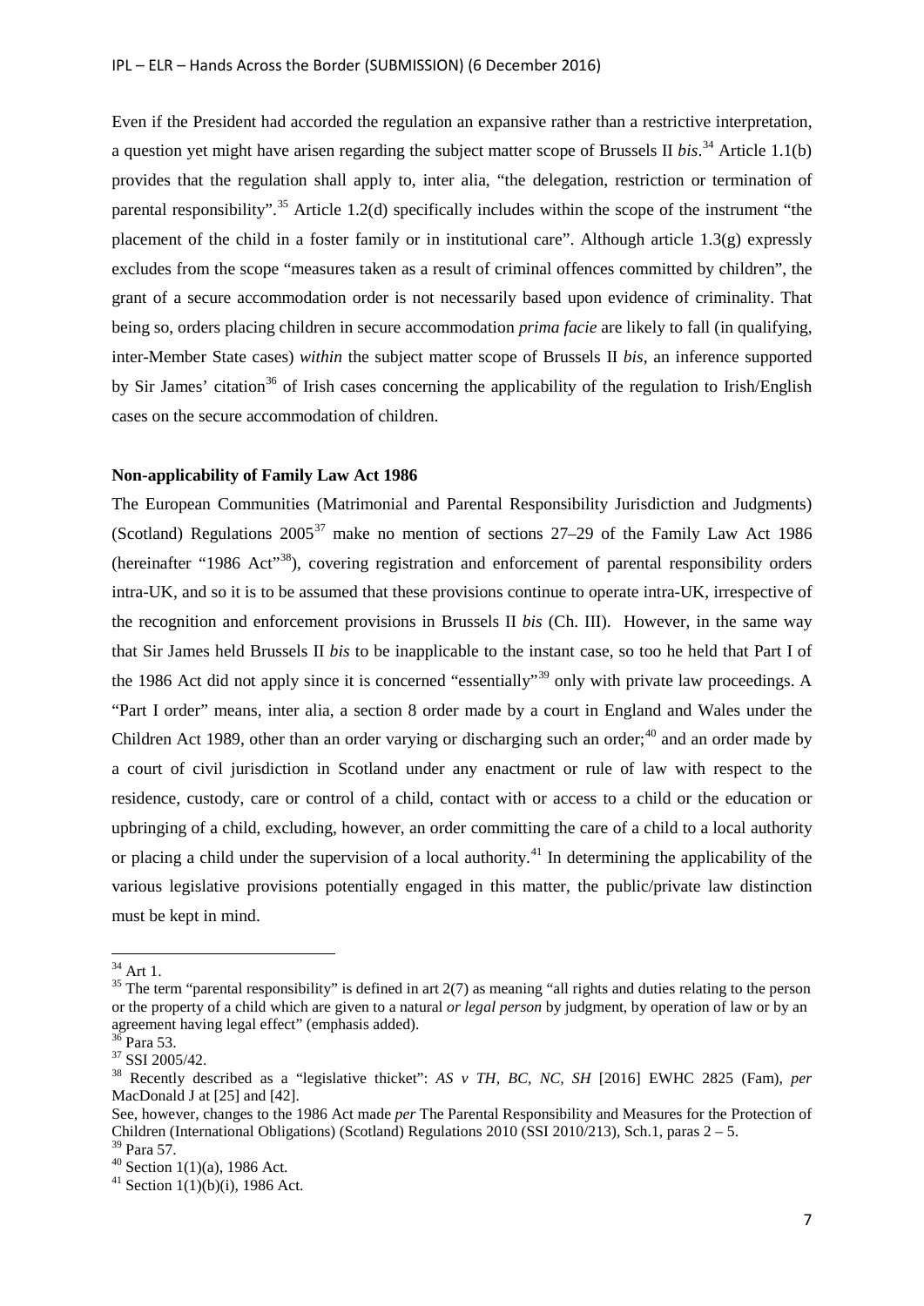Even if the President had accorded the regulation an expansive rather than a restrictive interpretation, a question yet might have arisen regarding the subject matter scope of Brussels II *bis*.[34] Article 1.1(b) provides that the regulation shall apply to, inter alia, "the delegation, restriction or termination of parental responsibility".[35] Article 1.2(d) specifically includes within the scope of the instrument "the placement of the child in a foster family or in institutional care". Although article 1.3(g) expressly excludes from the scope "measures taken as a result of criminal offences committed by children", the grant of a secure accommodation order is not necessarily based upon evidence of criminality. That being so, orders placing children in secure accommodation *prima facie* are likely to fall (in qualifying, inter-Member State cases) *within* the subject matter scope of Brussels II *bis*, an inference supported by Sir James' citation[36] of Irish cases concerning the applicability of the regulation to Irish/English cases on the secure accommodation of children.

**Non-applicability of Family Law Act 1986**

The European Communities (Matrimonial and Parental Responsibility Jurisdiction and Judgments) (Scotland) Regulations 2005[37] make no mention of sections 27–29 of the Family Law Act 1986 (hereinafter "1986 Act"[38]), covering registration and enforcement of parental responsibility orders intra-UK, and so it is to be assumed that these provisions continue to operate intra-UK, irrespective of the recognition and enforcement provisions in Brussels II *bis* (Ch. III). However, in the same way that Sir James held Brussels II *bis* to be inapplicable to the instant case, so too he held that Part I of the 1986 Act did not apply since it is concerned "essentially"[39] only with private law proceedings. A "Part I order" means, inter alia, a section 8 order made by a court in England and Wales under the Children Act 1989, other than an order varying or discharging such an order;[40] and an order made by a court of civil jurisdiction in Scotland under any enactment or rule of law with respect to the residence, custody, care or control of a child, contact with or access to a child or the education or upbringing of a child, excluding, however, an order committing the care of a child to a local authority or placing a child under the supervision of a local authority.[41] In determining the applicability of the various legislative provisions potentially engaged in this matter, the public/private law distinction must be kept in mind.

---

[34] Art 1.

[35] The term "parental responsibility" is defined in art 2(7) as meaning "all rights and duties relating to the person or the property of a child which are given to a natural *or legal person* by judgment, by operation of law or by an agreement having legal effect" (emphasis added).

[36] Para 53.

[37] SSI 2005/42.

[38] Recently described as a "legislative thicket": *AS v TH, BC, NC, SH* [2016] EWHC 2825 (Fam), *per* MacDonald J at [25] and [42].
See, however, changes to the 1986 Act made *per* The Parental Responsibility and Measures for the Protection of Children (International Obligations) (Scotland) Regulations 2010 (SSI 2010/213), Sch.1, paras 2 – 5.

[39] Para 57.

[40] Section 1(1)(a), 1986 Act.

[41] Section 1(1)(b)(i), 1986 Act.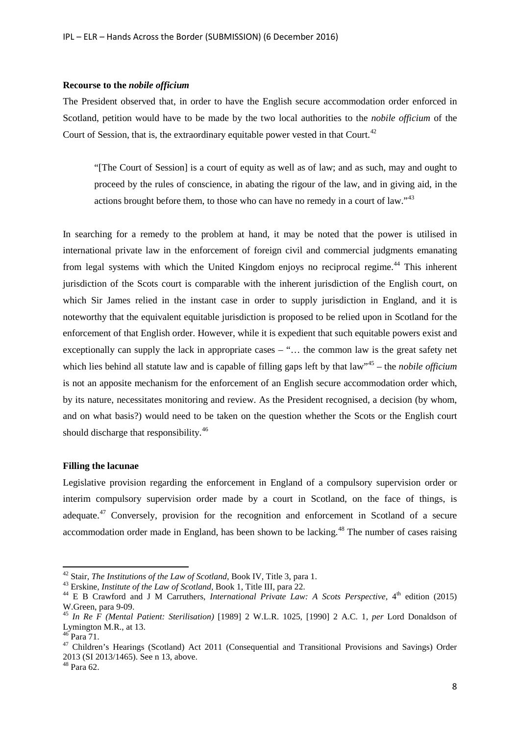**Recourse to the *nobile officium***

The President observed that, in order to have the English secure accommodation order enforced in Scotland, petition would have to be made by the two local authorities to the *nobile officium* of the Court of Session, that is, the extraordinary equitable power vested in that Court.[42]

> "[The Court of Session] is a court of equity as well as of law; and as such, may and ought to proceed by the rules of conscience, in abating the rigour of the law, and in giving aid, in the actions brought before them, to those who can have no remedy in a court of law."[43]

In searching for a remedy to the problem at hand, it may be noted that the power is utilised in international private law in the enforcement of foreign civil and commercial judgments emanating from legal systems with which the United Kingdom enjoys no reciprocal regime.[44] This inherent jurisdiction of the Scots court is comparable with the inherent jurisdiction of the English court, on which Sir James relied in the instant case in order to supply jurisdiction in England, and it is noteworthy that the equivalent equitable jurisdiction is proposed to be relied upon in Scotland for the enforcement of that English order. However, while it is expedient that such equitable powers exist and exceptionally can supply the lack in appropriate cases – "… the common law is the great safety net which lies behind all statute law and is capable of filling gaps left by that law"[45] – the *nobile officium* is not an apposite mechanism for the enforcement of an English secure accommodation order which, by its nature, necessitates monitoring and review. As the President recognised, a decision (by whom, and on what basis?) would need to be taken on the question whether the Scots or the English court should discharge that responsibility.[46]

**Filling the lacunae**

Legislative provision regarding the enforcement in England of a compulsory supervision order or interim compulsory supervision order made by a court in Scotland, on the face of things, is adequate.[47] Conversely, provision for the recognition and enforcement in Scotland of a secure accommodation order made in England, has been shown to be lacking.[48] The number of cases raising

---

[42] Stair, *The Institutions of the Law of Scotland*, Book IV, Title 3, para 1.

[43] Erskine, *Institute of the Law of Scotland*, Book 1, Title III, para 22.

[44] E B Crawford and J M Carruthers, *International Private Law: A Scots Perspective*, 4th edition (2015) W.Green, para 9-09.

[45] *In Re F (Mental Patient: Sterilisation)* [1989] 2 W.L.R. 1025, [1990] 2 A.C. 1, *per* Lord Donaldson of Lymington M.R., at 13.

[46] Para 71.

[47] Children's Hearings (Scotland) Act 2011 (Consequential and Transitional Provisions and Savings) Order 2013 (SI 2013/1465). See n 13, above.

[48] Para 62.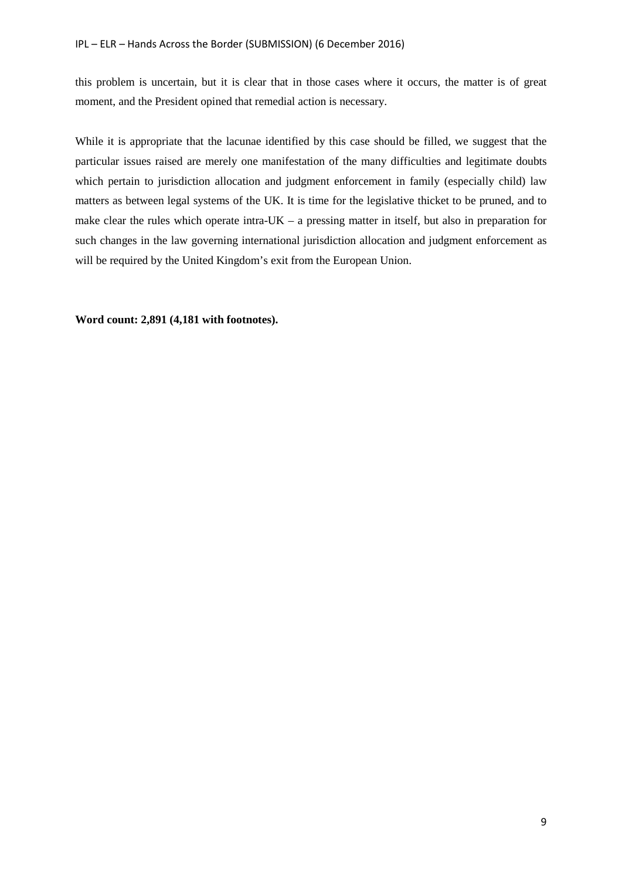this problem is uncertain, but it is clear that in those cases where it occurs, the matter is of great moment, and the President opined that remedial action is necessary.

While it is appropriate that the lacunae identified by this case should be filled, we suggest that the particular issues raised are merely one manifestation of the many difficulties and legitimate doubts which pertain to jurisdiction allocation and judgment enforcement in family (especially child) law matters as between legal systems of the UK. It is time for the legislative thicket to be pruned, and to make clear the rules which operate intra-UK – a pressing matter in itself, but also in preparation for such changes in the law governing international jurisdiction allocation and judgment enforcement as will be required by the United Kingdom's exit from the European Union.

**Word count: 2,891 (4,181 with footnotes).**